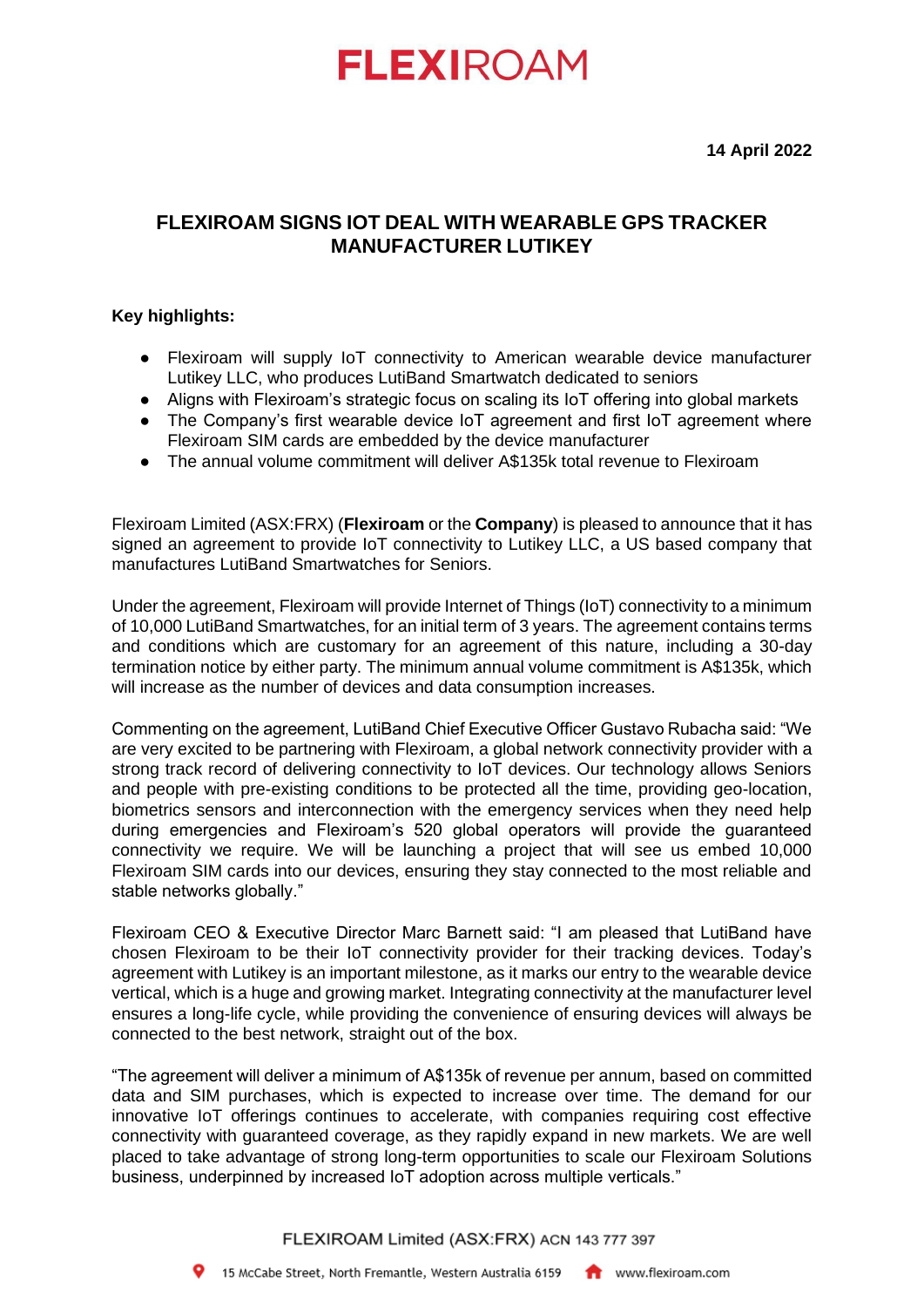# FLEXIROAM

**14 April 2022**

## FLEXIROAM SIGNS IOT DEAL WITH WEARABLE GPS TRACKER MANUFACTURER LUTIKEY

**Key highlights:**

- Flexiroam will supply IoT connectivity to American wearable device manufacturer Lutikey LLC, who produces LutiBand Smartwatch dedicated to seniors
- Aligns with Flexiroam's strategic focus on scaling its IoT offering into global markets
- The Company's first wearable device IoT agreement and first IoT agreement where Flexiroam SIM cards are embedded by the device manufacturer
- The annual volume commitment will deliver A$135k total revenue to Flexiroam

Flexiroam Limited (ASX:FRX) (**Flexiroam** or the **Company**) is pleased to announce that it has signed an agreement to provide IoT connectivity to Lutikey LLC, a US based company that manufactures LutiBand Smartwatches for Seniors.

Under the agreement, Flexiroam will provide Internet of Things (IoT) connectivity to a minimum of 10,000 LutiBand Smartwatches, for an initial term of 3 years. The agreement contains terms and conditions which are customary for an agreement of this nature, including a 30-day termination notice by either party. The minimum annual volume commitment is A$135k, which will increase as the number of devices and data consumption increases.

Commenting on the agreement, LutiBand Chief Executive Officer Gustavo Rubacha said: "We are very excited to be partnering with Flexiroam, a global network connectivity provider with a strong track record of delivering connectivity to IoT devices. Our technology allows Seniors and people with pre-existing conditions to be protected all the time, providing geo-location, biometrics sensors and interconnection with the emergency services when they need help during emergencies and Flexiroam's 520 global operators will provide the guaranteed connectivity we require. We will be launching a project that will see us embed 10,000 Flexiroam SIM cards into our devices, ensuring they stay connected to the most reliable and stable networks globally."

Flexiroam CEO & Executive Director Marc Barnett said: "I am pleased that LutiBand have chosen Flexiroam to be their IoT connectivity provider for their tracking devices. Today's agreement with Lutikey is an important milestone, as it marks our entry to the wearable device vertical, which is a huge and growing market. Integrating connectivity at the manufacturer level ensures a long-life cycle, while providing the convenience of ensuring devices will always be connected to the best network, straight out of the box.

"The agreement will deliver a minimum of A$135k of revenue per annum, based on committed data and SIM purchases, which is expected to increase over time. The demand for our innovative IoT offerings continues to accelerate, with companies requiring cost effective connectivity with guaranteed coverage, as they rapidly expand in new markets. We are well placed to take advantage of strong long-term opportunities to scale our Flexiroam Solutions business, underpinned by increased IoT adoption across multiple verticals."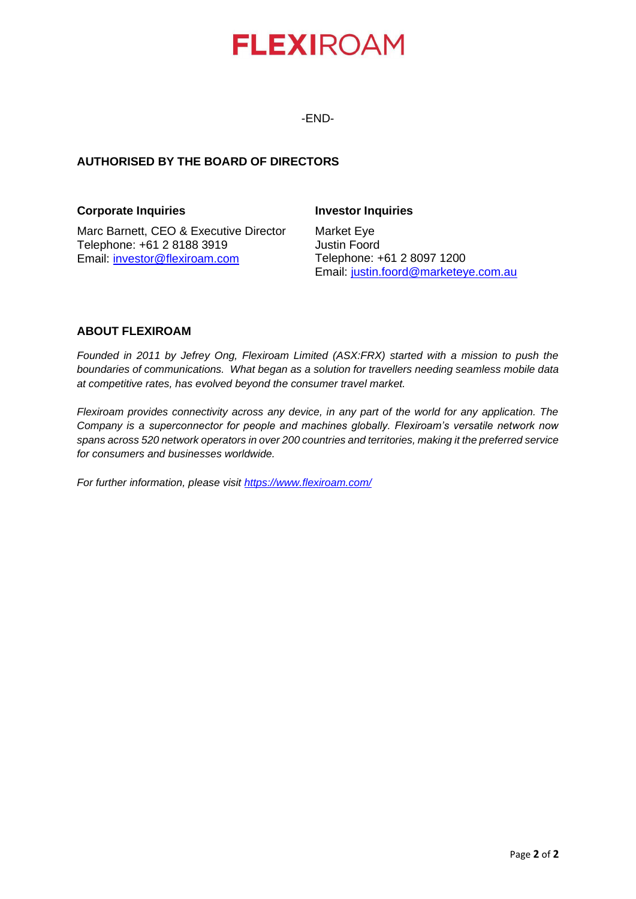# FLEXIROAM

-END-

**AUTHORISED BY THE BOARD OF DIRECTORS**

**Corporate Inquiries**

Marc Barnett, CEO & Executive Director
Telephone: +61 2 8188 3919
Email: investor@flexiroam.com

**Investor Inquiries**

Market Eye
Justin Foord
Telephone: +61 2 8097 1200
Email: justin.foord@marketeye.com.au

**ABOUT FLEXIROAM**

*Founded in 2011 by Jefrey Ong, Flexiroam Limited (ASX:FRX) started with a mission to push the boundaries of communications. What began as a solution for travellers needing seamless mobile data at competitive rates, has evolved beyond the consumer travel market.*

*Flexiroam provides connectivity across any device, in any part of the world for any application. The Company is a superconnector for people and machines globally. Flexiroam's versatile network now spans across 520 network operators in over 200 countries and territories, making it the preferred service for consumers and businesses worldwide.*

*For further information, please visit https://www.flexiroam.com/*